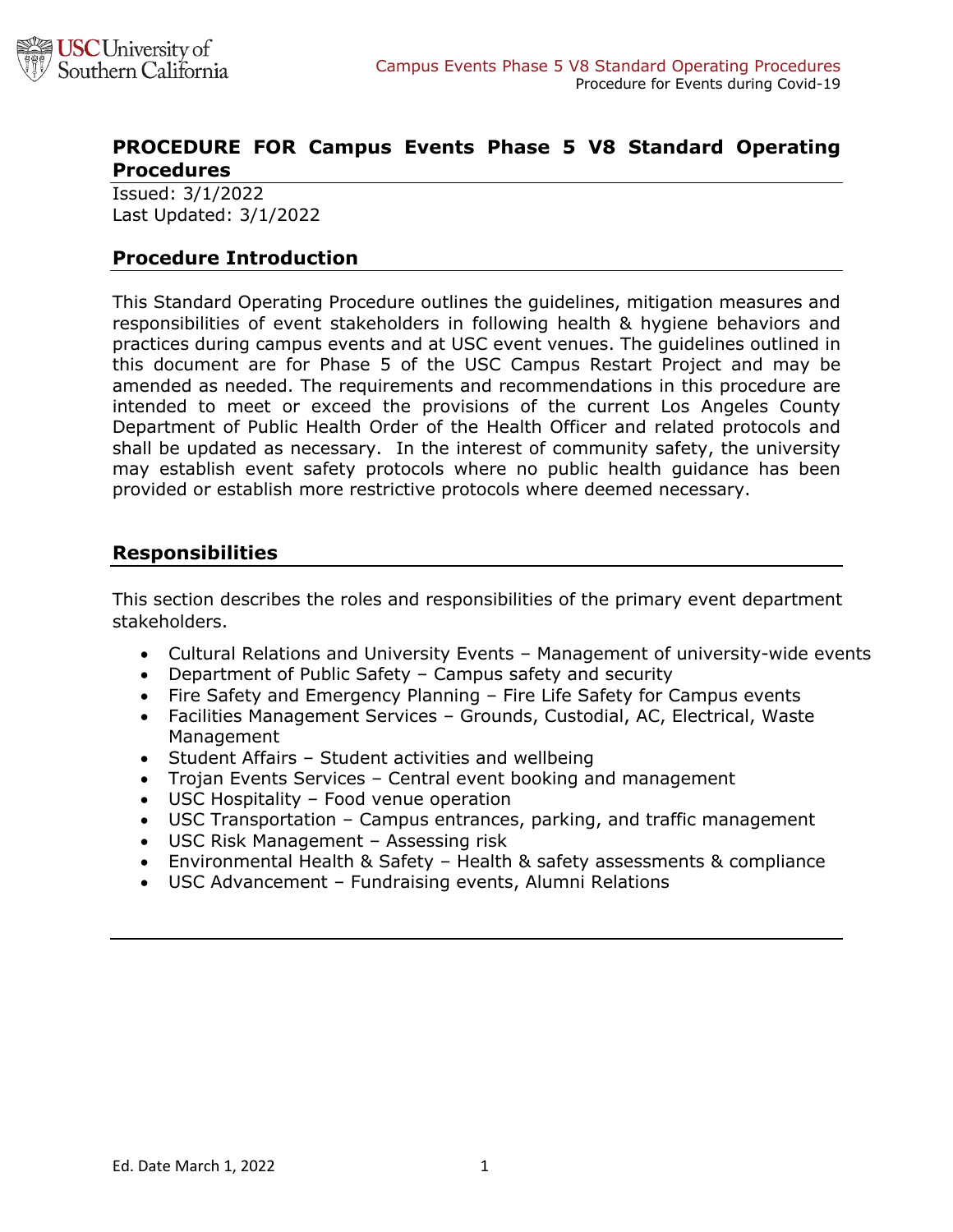# PROCEDURE FOR Campus Events Phase 5 V8 Standard Operating Procedures

Issued: 3/1/2022
Last Updated: 3/1/2022

## Procedure Introduction

This Standard Operating Procedure outlines the guidelines, mitigation measures and responsibilities of event stakeholders in following health & hygiene behaviors and practices during campus events and at USC event venues. The guidelines outlined in this document are for Phase 5 of the USC Campus Restart Project and may be amended as needed. The requirements and recommendations in this procedure are intended to meet or exceed the provisions of the current Los Angeles County Department of Public Health Order of the Health Officer and related protocols and shall be updated as necessary. In the interest of community safety, the university may establish event safety protocols where no public health guidance has been provided or establish more restrictive protocols where deemed necessary.

## Responsibilities

This section describes the roles and responsibilities of the primary event department stakeholders.

- Cultural Relations and University Events – Management of university-wide events
- Department of Public Safety – Campus safety and security
- Fire Safety and Emergency Planning – Fire Life Safety for Campus events
- Facilities Management Services – Grounds, Custodial, AC, Electrical, Waste Management
- Student Affairs – Student activities and wellbeing
- Trojan Events Services – Central event booking and management
- USC Hospitality – Food venue operation
- USC Transportation – Campus entrances, parking, and traffic management
- USC Risk Management – Assessing risk
- Environmental Health & Safety – Health & safety assessments & compliance
- USC Advancement – Fundraising events, Alumni Relations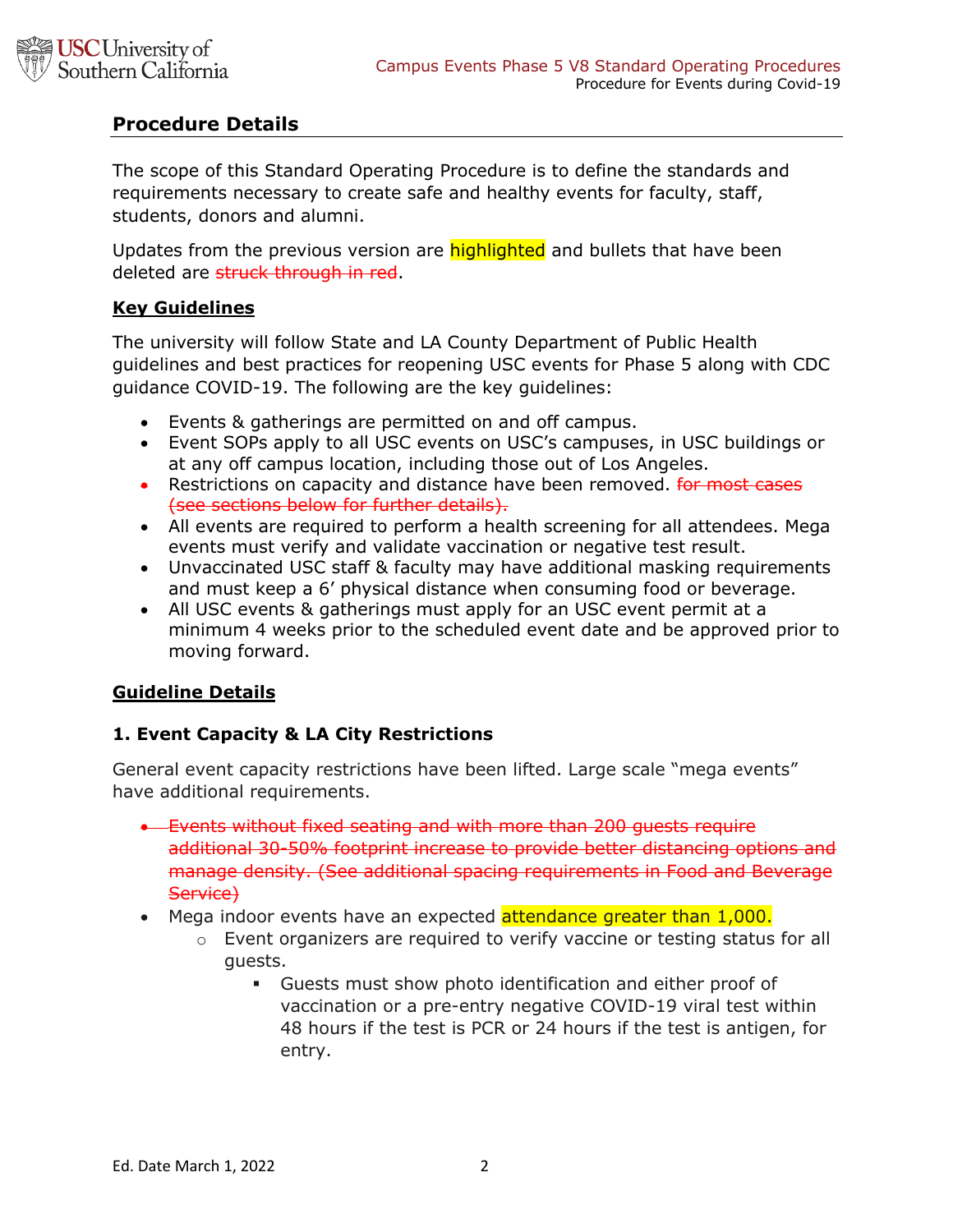## Procedure Details

The scope of this Standard Operating Procedure is to define the standards and requirements necessary to create safe and healthy events for faculty, staff, students, donors and alumni.

Updates from the previous version are highlighted and bullets that have been deleted are ~~struck through in red~~.

### Key Guidelines

The university will follow State and LA County Department of Public Health guidelines and best practices for reopening USC events for Phase 5 along with CDC guidance COVID-19. The following are the key guidelines:

- Events & gatherings are permitted on and off campus.
- Event SOPs apply to all USC events on USC's campuses, in USC buildings or at any off campus location, including those out of Los Angeles.
- Restrictions on capacity and distance have been removed. ~~for most cases (see sections below for further details).~~
- All events are required to perform a health screening for all attendees. Mega events must verify and validate vaccination or negative test result.
- Unvaccinated USC staff & faculty may have additional masking requirements and must keep a 6' physical distance when consuming food or beverage.
- All USC events & gatherings must apply for an USC event permit at a minimum 4 weeks prior to the scheduled event date and be approved prior to moving forward.

### Guideline Details

#### 1. Event Capacity & LA City Restrictions

General event capacity restrictions have been lifted. Large scale "mega events" have additional requirements.

- ~~Events without fixed seating and with more than 200 guests require additional 30-50% footprint increase to provide better distancing options and manage density. (See additional spacing requirements in Food and Beverage Service)~~
- Mega indoor events have an expected attendance greater than 1,000.
  - Event organizers are required to verify vaccine or testing status for all guests.
    - Guests must show photo identification and either proof of vaccination or a pre-entry negative COVID-19 viral test within 48 hours if the test is PCR or 24 hours if the test is antigen, for entry.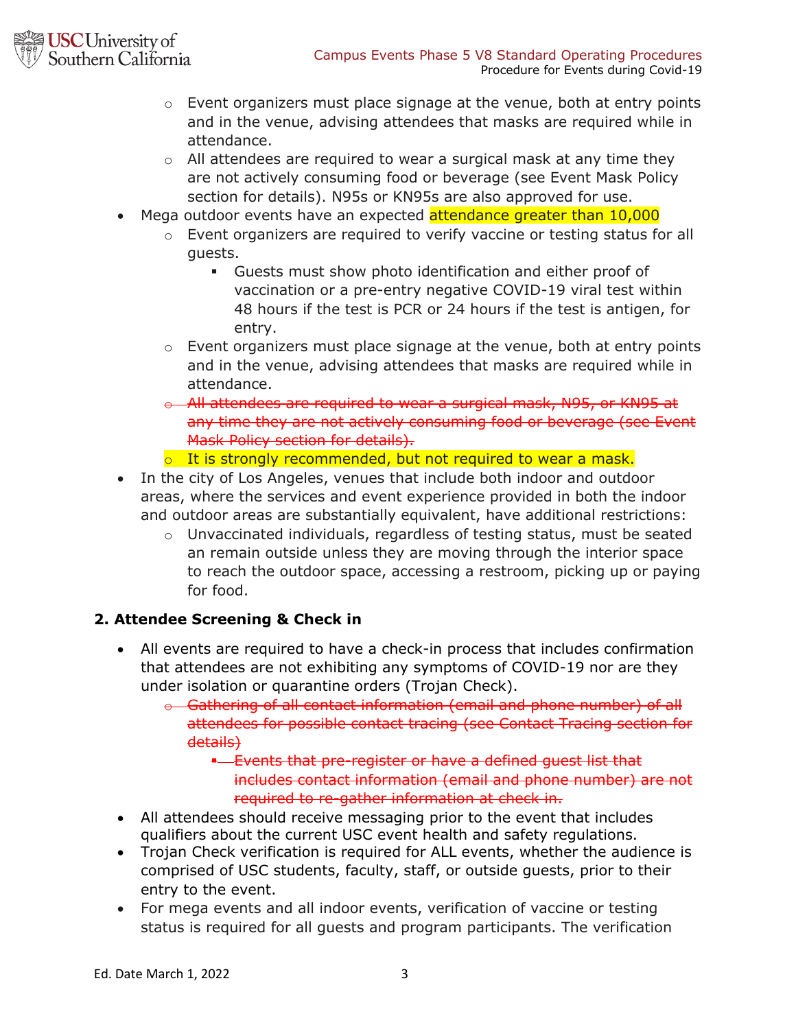- Event organizers must place signage at the venue, both at entry points and in the venue, advising attendees that masks are required while in attendance.
    - All attendees are required to wear a surgical mask at any time they are not actively consuming food or beverage (see Event Mask Policy section for details). N95s or KN95s are also approved for use.
- Mega outdoor events have an expected attendance greater than 10,000
    - Event organizers are required to verify vaccine or testing status for all guests.
        - Guests must show photo identification and either proof of vaccination or a pre-entry negative COVID-19 viral test within 48 hours if the test is PCR or 24 hours if the test is antigen, for entry.
    - Event organizers must place signage at the venue, both at entry points and in the venue, advising attendees that masks are required while in attendance.
    - ~~All attendees are required to wear a surgical mask, N95, or KN95 at any time they are not actively consuming food or beverage (see Event Mask Policy section for details).~~
    - It is strongly recommended, but not required to wear a mask.
- In the city of Los Angeles, venues that include both indoor and outdoor areas, where the services and event experience provided in both the indoor and outdoor areas are substantially equivalent, have additional restrictions:
    - Unvaccinated individuals, regardless of testing status, must be seated an remain outside unless they are moving through the interior space to reach the outdoor space, accessing a restroom, picking up or paying for food.

## 2. Attendee Screening & Check in

- All events are required to have a check-in process that includes confirmation that attendees are not exhibiting any symptoms of COVID-19 nor are they under isolation or quarantine orders (Trojan Check).
    - ~~Gathering of all contact information (email and phone number) of all attendees for possible contact tracing (see Contact Tracing section for details)~~
        - ~~Events that pre-register or have a defined guest list that includes contact information (email and phone number) are not required to re-gather information at check in.~~
- All attendees should receive messaging prior to the event that includes qualifiers about the current USC event health and safety regulations.
- Trojan Check verification is required for ALL events, whether the audience is comprised of USC students, faculty, staff, or outside guests, prior to their entry to the event.
- For mega events and all indoor events, verification of vaccine or testing status is required for all guests and program participants. The verification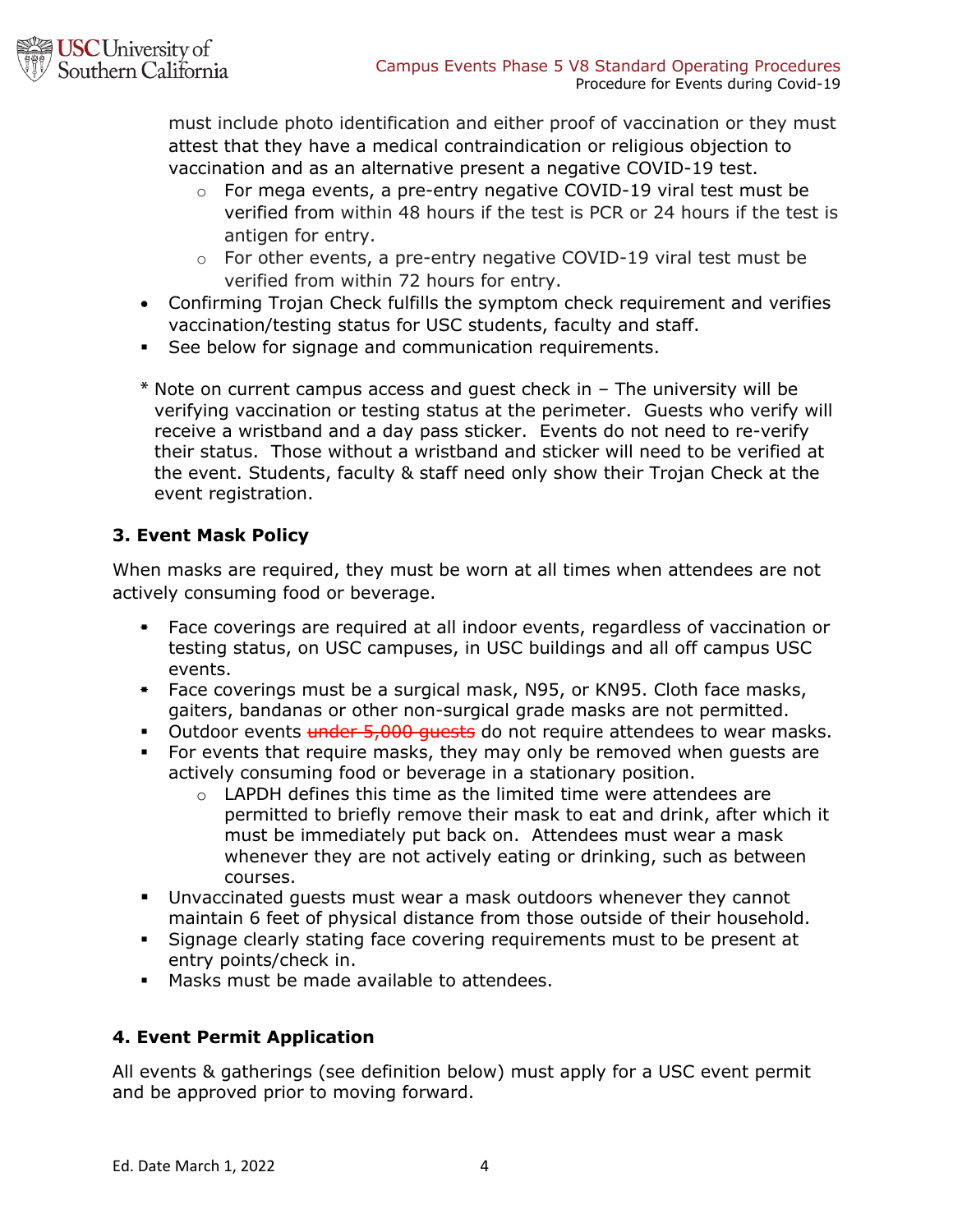must include photo identification and either proof of vaccination or they must attest that they have a medical contraindication or religious objection to vaccination and as an alternative present a negative COVID-19 test.

  - For mega events, a pre-entry negative COVID-19 viral test must be verified from within 48 hours if the test is PCR or 24 hours if the test is antigen for entry.
  - For other events, a pre-entry negative COVID-19 viral test must be verified from within 72 hours for entry.

- Confirming Trojan Check fulfills the symptom check requirement and verifies vaccination/testing status for USC students, faculty and staff.
- See below for signage and communication requirements.

\* Note on current campus access and guest check in – The university will be verifying vaccination or testing status at the perimeter. Guests who verify will receive a wristband and a day pass sticker. Events do not need to re-verify their status. Those without a wristband and sticker will need to be verified at the event. Students, faculty & staff need only show their Trojan Check at the event registration.

### 3. Event Mask Policy

When masks are required, they must be worn at all times when attendees are not actively consuming food or beverage.

- Face coverings are required at all indoor events, regardless of vaccination or testing status, on USC campuses, in USC buildings and all off campus USC events.
- Face coverings must be a surgical mask, N95, or KN95. Cloth face masks, gaiters, bandanas or other non-surgical grade masks are not permitted.
- Outdoor events ~~under 5,000 guests~~ do not require attendees to wear masks.
- For events that require masks, they may only be removed when guests are actively consuming food or beverage in a stationary position.
  - LAPDH defines this time as the limited time were attendees are permitted to briefly remove their mask to eat and drink, after which it must be immediately put back on. Attendees must wear a mask whenever they are not actively eating or drinking, such as between courses.
- Unvaccinated guests must wear a mask outdoors whenever they cannot maintain 6 feet of physical distance from those outside of their household.
- Signage clearly stating face covering requirements must to be present at entry points/check in.
- Masks must be made available to attendees.

### 4. Event Permit Application

All events & gatherings (see definition below) must apply for a USC event permit and be approved prior to moving forward.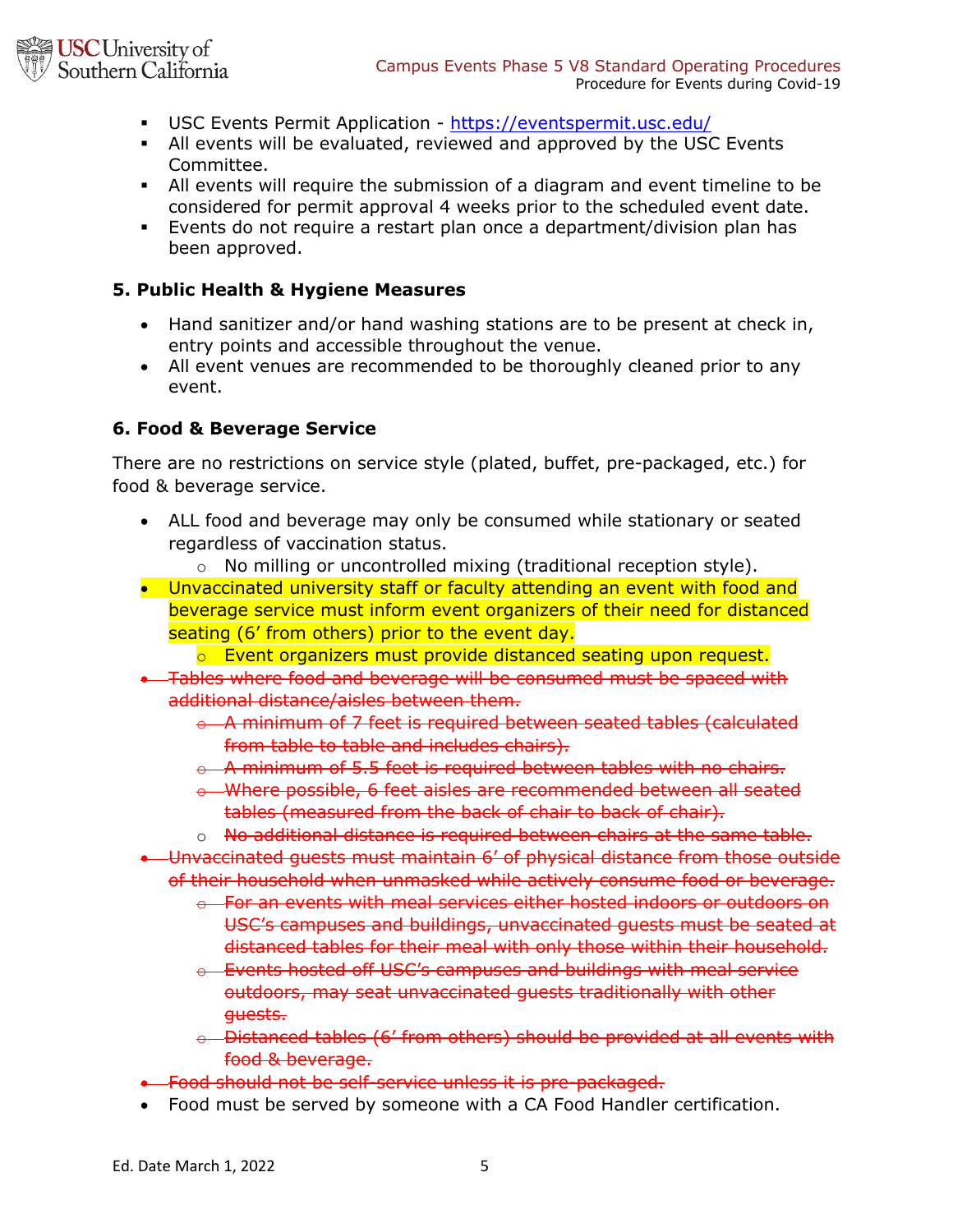- USC Events Permit Application - https://eventspermit.usc.edu/
- All events will be evaluated, reviewed and approved by the USC Events Committee.
- All events will require the submission of a diagram and event timeline to be considered for permit approval 4 weeks prior to the scheduled event date.
- Events do not require a restart plan once a department/division plan has been approved.

### 5. Public Health & Hygiene Measures

- Hand sanitizer and/or hand washing stations are to be present at check in, entry points and accessible throughout the venue.
- All event venues are recommended to be thoroughly cleaned prior to any event.

### 6. Food & Beverage Service

There are no restrictions on service style (plated, buffet, pre-packaged, etc.) for food & beverage service.

- ALL food and beverage may only be consumed while stationary or seated regardless of vaccination status.
  - No milling or uncontrolled mixing (traditional reception style).
- Unvaccinated university staff or faculty attending an event with food and beverage service must inform event organizers of their need for distanced seating (6' from others) prior to the event day.
  - Event organizers must provide distanced seating upon request.
- ~~Tables where food and beverage will be consumed must be spaced with additional distance/aisles between them.~~
  - ~~A minimum of 7 feet is required between seated tables (calculated from table to table and includes chairs).~~
  - ~~A minimum of 5.5 feet is required between tables with no chairs.~~
  - ~~Where possible, 6 feet aisles are recommended between all seated tables (measured from the back of chair to back of chair).~~
  - ~~No additional distance is required between chairs at the same table.~~
- ~~Unvaccinated guests must maintain 6' of physical distance from those outside of their household when unmasked while actively consume food or beverage.~~
  - ~~For an events with meal services either hosted indoors or outdoors on USC's campuses and buildings, unvaccinated guests must be seated at distanced tables for their meal with only those within their household.~~
  - ~~Events hosted off USC's campuses and buildings with meal service outdoors, may seat unvaccinated guests traditionally with other guests.~~
  - ~~Distanced tables (6' from others) should be provided at all events with food & beverage.~~
- ~~Food should not be self-service unless it is pre-packaged.~~
- Food must be served by someone with a CA Food Handler certification.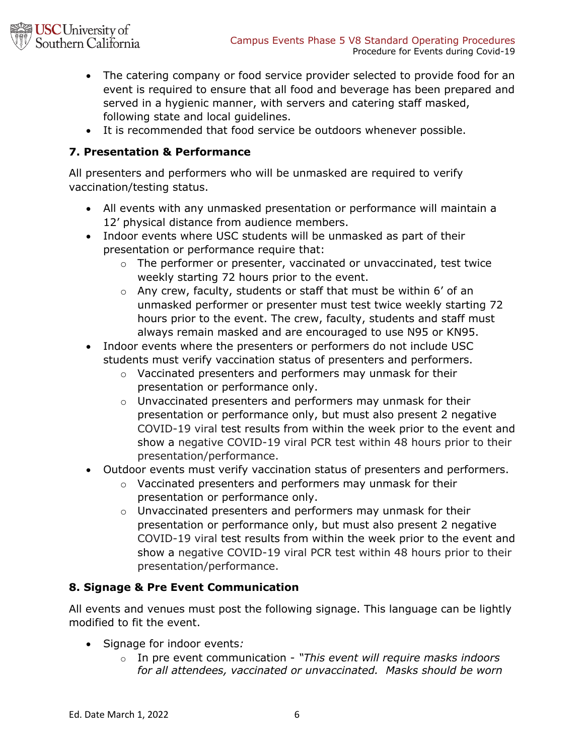- The catering company or food service provider selected to provide food for an event is required to ensure that all food and beverage has been prepared and served in a hygienic manner, with servers and catering staff masked, following state and local guidelines.
- It is recommended that food service be outdoors whenever possible.

### 7. Presentation & Performance

All presenters and performers who will be unmasked are required to verify vaccination/testing status.

- All events with any unmasked presentation or performance will maintain a 12' physical distance from audience members.
- Indoor events where USC students will be unmasked as part of their presentation or performance require that:
  - The performer or presenter, vaccinated or unvaccinated, test twice weekly starting 72 hours prior to the event.
  - Any crew, faculty, students or staff that must be within 6' of an unmasked performer or presenter must test twice weekly starting 72 hours prior to the event. The crew, faculty, students and staff must always remain masked and are encouraged to use N95 or KN95.
- Indoor events where the presenters or performers do not include USC students must verify vaccination status of presenters and performers.
  - Vaccinated presenters and performers may unmask for their presentation or performance only.
  - Unvaccinated presenters and performers may unmask for their presentation or performance only, but must also present 2 negative COVID-19 viral test results from within the week prior to the event and show a negative COVID-19 viral PCR test within 48 hours prior to their presentation/performance.
- Outdoor events must verify vaccination status of presenters and performers.
  - Vaccinated presenters and performers may unmask for their presentation or performance only.
  - Unvaccinated presenters and performers may unmask for their presentation or performance only, but must also present 2 negative COVID-19 viral test results from within the week prior to the event and show a negative COVID-19 viral PCR test within 48 hours prior to their presentation/performance.

### 8. Signage & Pre Event Communication

All events and venues must post the following signage. This language can be lightly modified to fit the event.

- Signage for indoor events*:*
  - In pre event communication - *"This event will require masks indoors for all attendees, vaccinated or unvaccinated. Masks should be worn*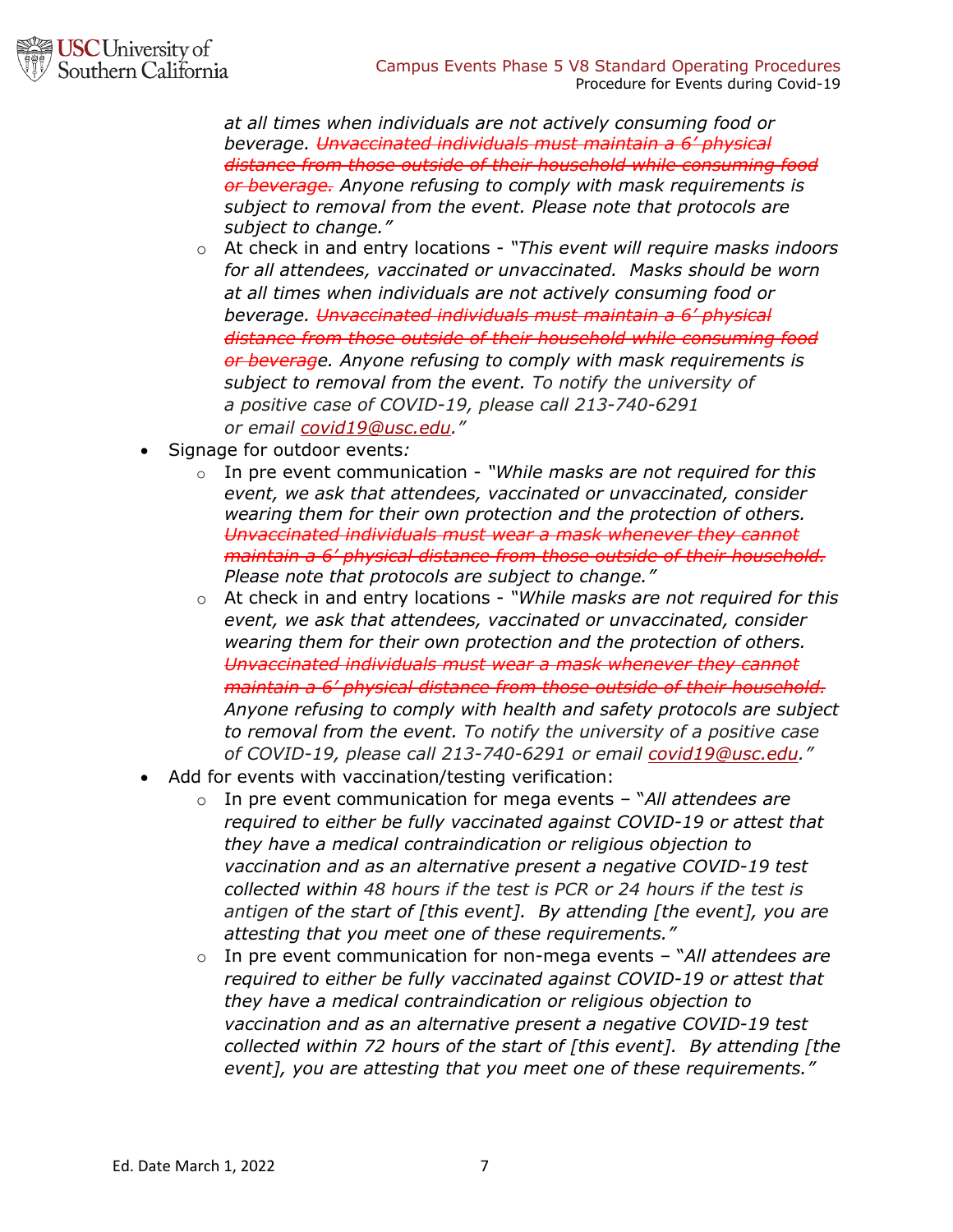*at all times when individuals are not actively consuming food or beverage. ~~Unvaccinated individuals must maintain a 6' physical distance from those outside of their household while consuming food or beverage.~~ Anyone refusing to comply with mask requirements is subject to removal from the event. Please note that protocols are subject to change."*

- At check in and entry locations - *"This event will require masks indoors for all attendees, vaccinated or unvaccinated. Masks should be worn at all times when individuals are not actively consuming food or beverage. ~~Unvaccinated individuals must maintain a 6' physical distance from those outside of their household while consuming food or beverag~~e. Anyone refusing to comply with mask requirements is subject to removal from the event. To notify the university of a positive case of COVID-19, please call 213-740-6291 or email [covid19@usc.edu](mailto:covid19@usc.edu)."*

- Signage for outdoor events*:*
  - In pre event communication - *"While masks are not required for this event, we ask that attendees, vaccinated or unvaccinated, consider wearing them for their own protection and the protection of others. ~~Unvaccinated individuals must wear a mask whenever they cannot maintain a 6' physical distance from those outside of their household.~~ Please note that protocols are subject to change."*
  - At check in and entry locations - *"While masks are not required for this event, we ask that attendees, vaccinated or unvaccinated, consider wearing them for their own protection and the protection of others. ~~Unvaccinated individuals must wear a mask whenever they cannot maintain a 6' physical distance from those outside of their household.~~ Anyone refusing to comply with health and safety protocols are subject to removal from the event. To notify the university of a positive case of COVID-19, please call 213-740-6291 or email [covid19@usc.edu](mailto:covid19@usc.edu)."*
- Add for events with vaccination/testing verification:
  - In pre event communication for mega events – "*All attendees are required to either be fully vaccinated against COVID-19 or attest that they have a medical contraindication or religious objection to vaccination and as an alternative present a negative COVID-19 test collected within 48 hours if the test is PCR or 24 hours if the test is antigen of the start of [this event]. By attending [the event], you are attesting that you meet one of these requirements."*
  - In pre event communication for non-mega events – "*All attendees are required to either be fully vaccinated against COVID-19 or attest that they have a medical contraindication or religious objection to vaccination and as an alternative present a negative COVID-19 test collected within 72 hours of the start of [this event]. By attending [the event], you are attesting that you meet one of these requirements."*

Ed. Date March 1, 2022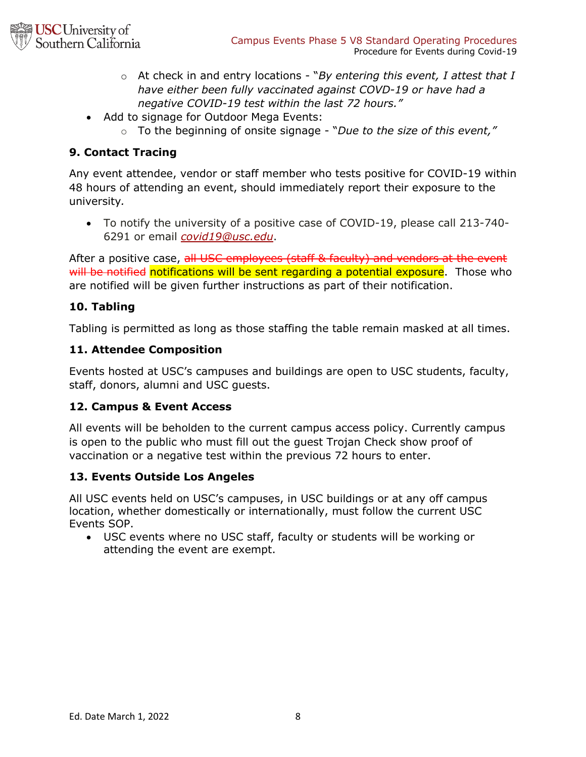- At check in and entry locations - "*By entering this event, I attest that I have either been fully vaccinated against COVD-19 or have had a negative COVID-19 test within the last 72 hours.*"
- Add to signage for Outdoor Mega Events:
  - To the beginning of onsite signage - "*Due to the size of this event,*"

**9. Contact Tracing**

Any event attendee, vendor or staff member who tests positive for COVID-19 within 48 hours of attending an event, should immediately report their exposure to the university.

- To notify the university of a positive case of COVID-19, please call 213-740-6291 or email *covid19@usc.edu*.

After a positive case, ~~all USC employees (staff & faculty) and vendors at the event will be notified~~ notifications will be sent regarding a potential exposure. Those who are notified will be given further instructions as part of their notification.

**10. Tabling**

Tabling is permitted as long as those staffing the table remain masked at all times.

**11. Attendee Composition**

Events hosted at USC's campuses and buildings are open to USC students, faculty, staff, donors, alumni and USC guests.

**12. Campus & Event Access**

All events will be beholden to the current campus access policy. Currently campus is open to the public who must fill out the guest Trojan Check show proof of vaccination or a negative test within the previous 72 hours to enter.

**13. Events Outside Los Angeles**

All USC events held on USC's campuses, in USC buildings or at any off campus location, whether domestically or internationally, must follow the current USC Events SOP.

- USC events where no USC staff, faculty or students will be working or attending the event are exempt.

Ed. Date March 1, 2022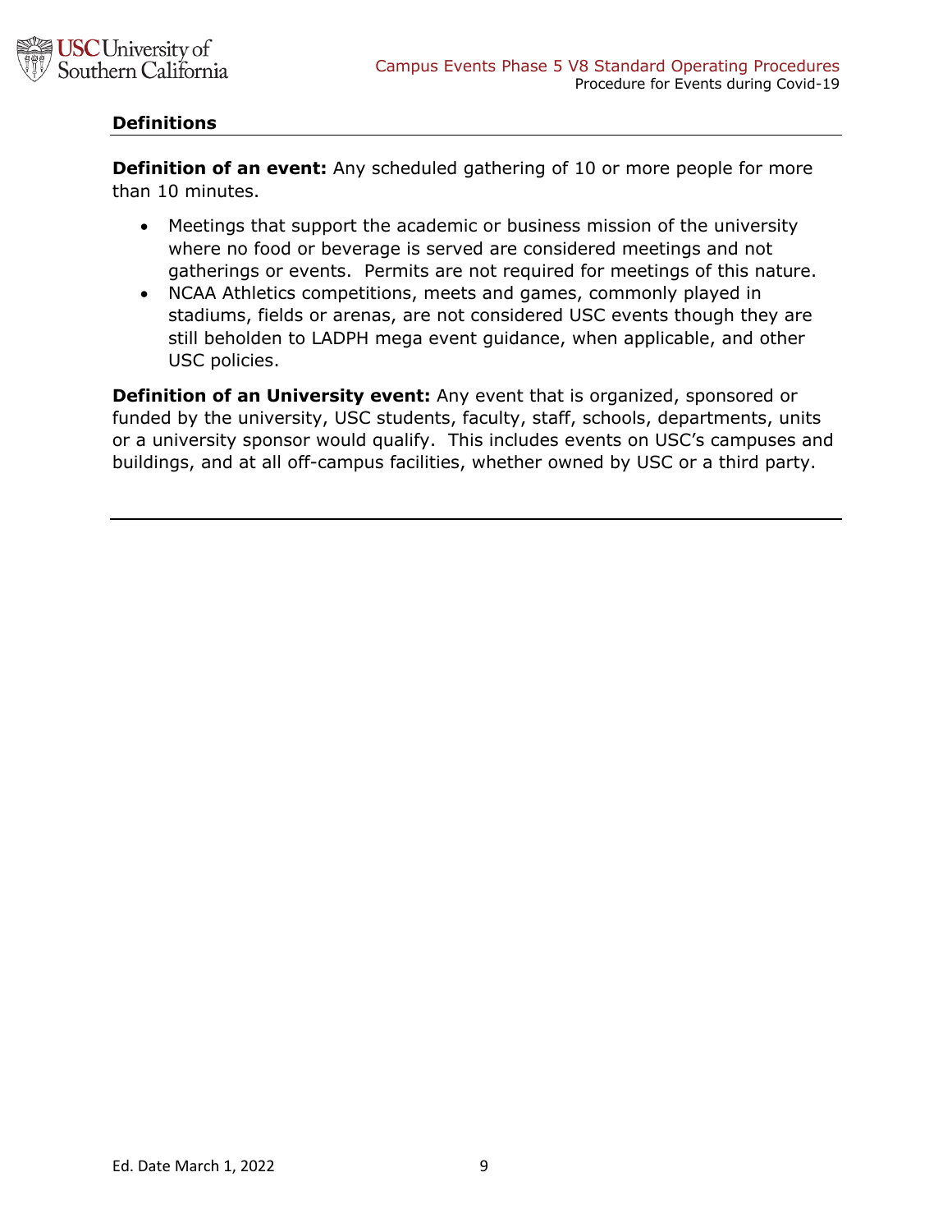## Definitions

**Definition of an event:** Any scheduled gathering of 10 or more people for more than 10 minutes.

- Meetings that support the academic or business mission of the university where no food or beverage is served are considered meetings and not gatherings or events. Permits are not required for meetings of this nature.
- NCAA Athletics competitions, meets and games, commonly played in stadiums, fields or arenas, are not considered USC events though they are still beholden to LADPH mega event guidance, when applicable, and other USC policies.

**Definition of an University event:** Any event that is organized, sponsored or funded by the university, USC students, faculty, staff, schools, departments, units or a university sponsor would qualify. This includes events on USC's campuses and buildings, and at all off-campus facilities, whether owned by USC or a third party.

Ed. Date March 1, 2022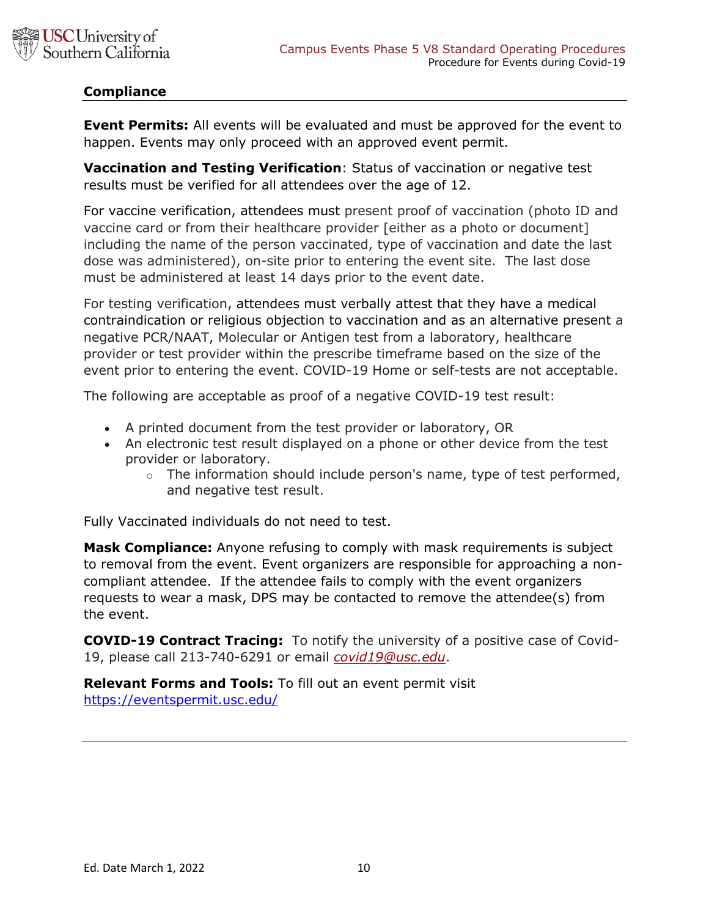## Compliance

**Event Permits:** All events will be evaluated and must be approved for the event to happen. Events may only proceed with an approved event permit.

**Vaccination and Testing Verification**: Status of vaccination or negative test results must be verified for all attendees over the age of 12.

For vaccine verification, attendees must present proof of vaccination (photo ID and vaccine card or from their healthcare provider [either as a photo or document] including the name of the person vaccinated, type of vaccination and date the last dose was administered), on-site prior to entering the event site. The last dose must be administered at least 14 days prior to the event date.

For testing verification, attendees must verbally attest that they have a medical contraindication or religious objection to vaccination and as an alternative present a negative PCR/NAAT, Molecular or Antigen test from a laboratory, healthcare provider or test provider within the prescribe timeframe based on the size of the event prior to entering the event. COVID-19 Home or self-tests are not acceptable.

The following are acceptable as proof of a negative COVID-19 test result:

- A printed document from the test provider or laboratory, OR
- An electronic test result displayed on a phone or other device from the test provider or laboratory.
    - The information should include person's name, type of test performed, and negative test result.

Fully Vaccinated individuals do not need to test.

**Mask Compliance:** Anyone refusing to comply with mask requirements is subject to removal from the event. Event organizers are responsible for approaching a non-compliant attendee. If the attendee fails to comply with the event organizers requests to wear a mask, DPS may be contacted to remove the attendee(s) from the event.

**COVID-19 Contract Tracing:** To notify the university of a positive case of Covid-19, please call 213-740-6291 or email *covid19@usc.edu*.

**Relevant Forms and Tools:** To fill out an event permit visit https://eventspermit.usc.edu/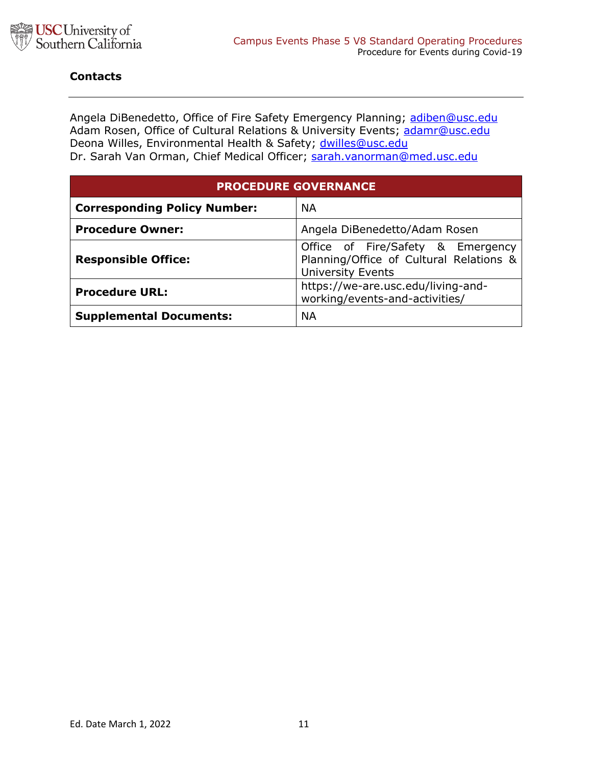**Contacts**

---

Angela DiBenedetto, Office of Fire Safety Emergency Planning; adiben@usc.edu
Adam Rosen, Office of Cultural Relations & University Events; adamr@usc.edu
Deona Willes, Environmental Health & Safety; dwilles@usc.edu
Dr. Sarah Van Orman, Chief Medical Officer; sarah.vanorman@med.usc.edu

| **PROCEDURE GOVERNANCE** | |
|---|---|
| **Corresponding Policy Number:** | NA |
| **Procedure Owner:** | Angela DiBenedetto/Adam Rosen |
| **Responsible Office:** | Office of Fire/Safety & Emergency Planning/Office of Cultural Relations & University Events |
| **Procedure URL:** | https://we-are.usc.edu/living-and-working/events-and-activities/ |
| **Supplemental Documents:** | NA |

Ed. Date March 1, 2022